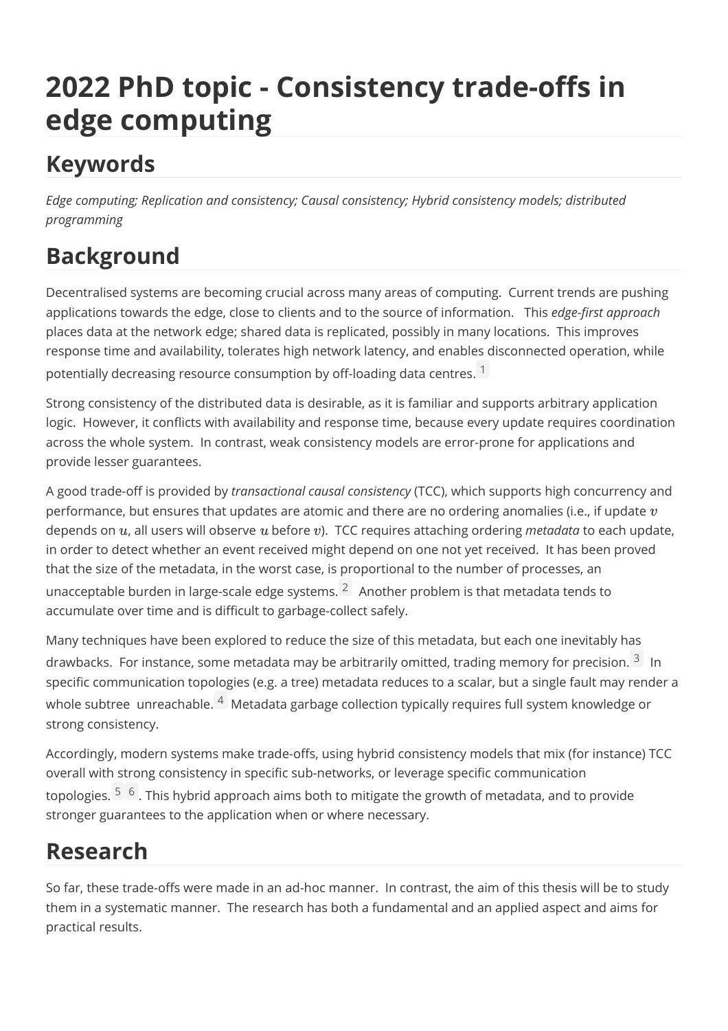# 2022 PhD topic - Consistency trade-offs in edge computing

## Keywords

*Edge computing; Replication and consistency; Causal consistency; Hybrid consistency models; distributed programming*

# Background

Decentralised systems are becoming crucial across many areas of computing. Current trends are pushing applications towards the edge, close to clients and to the source of information. This *edge-first approach* places data at the network edge; shared data is replicated, possibly in many locations. This improves response time and availability, tolerates high network latency, and enables disconnected operation, while potentially decreasing resource consumption by off-loading data centres.[1]

Strong consistency of the distributed data is desirable, as it is familiar and supports arbitrary application logic. However, it conflicts with availability and response time, because every update requires coordination across the whole system. In contrast, weak consistency models are error-prone for applications and provide lesser guarantees.

A good trade-off is provided by *transactional causal consistency* (TCC), which supports high concurrency and performance, but ensures that updates are atomic and there are no ordering anomalies (i.e., if update $v$ depends on $u$, all users will observe $u$ before $v$). TCC requires attaching ordering *metadata* to each update, in order to detect whether an event received might depend on one not yet received. It has been proved that the size of the metadata, in the worst case, is proportional to the number of processes, an unacceptable burden in large-scale edge systems.[2] Another problem is that metadata tends to accumulate over time and is difficult to garbage-collect safely.

Many techniques have been explored to reduce the size of this metadata, but each one inevitably has drawbacks. For instance, some metadata may be arbitrarily omitted, trading memory for precision.[3] In specific communication topologies (e.g. a tree) metadata reduces to a scalar, but a single fault may render a whole subtree unreachable.[4] Metadata garbage collection typically requires full system knowledge or strong consistency.

Accordingly, modern systems make trade-offs, using hybrid consistency models that mix (for instance) TCC overall with strong consistency in specific sub-networks, or leverage specific communication topologies.[5] [6]. This hybrid approach aims both to mitigate the growth of metadata, and to provide stronger guarantees to the application when or where necessary.

# Research

So far, these trade-offs were made in an ad-hoc manner. In contrast, the aim of this thesis will be to study them in a systematic manner. The research has both a fundamental and an applied aspect and aims for practical results.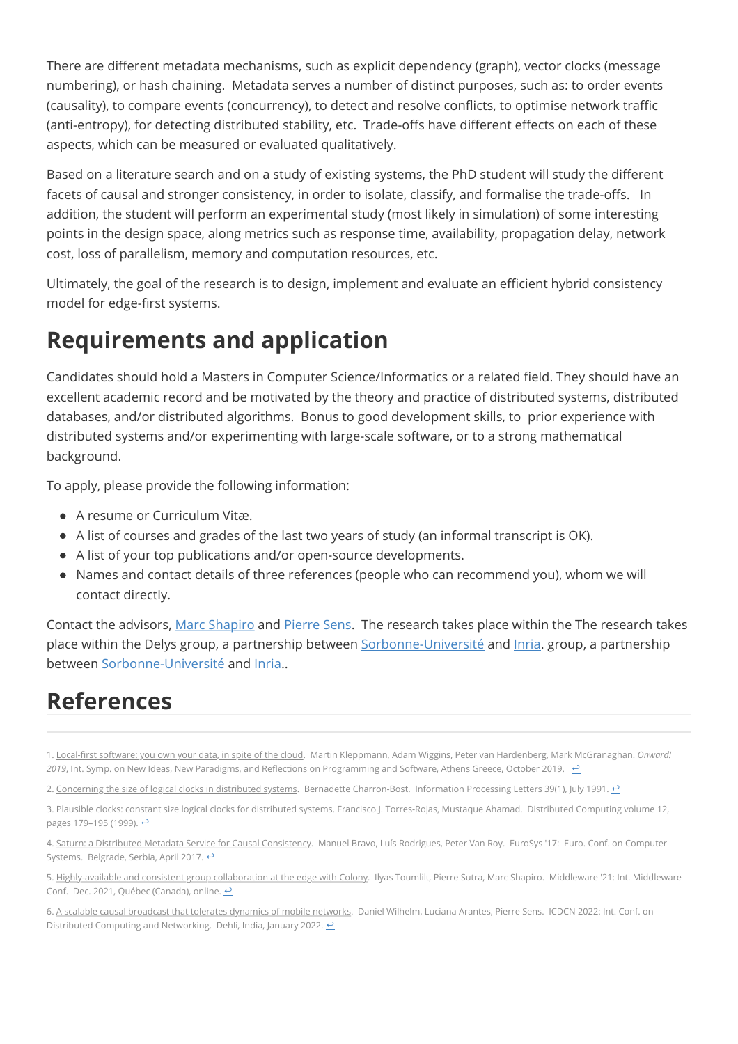There are different metadata mechanisms, such as explicit dependency (graph), vector clocks (message numbering), or hash chaining. Metadata serves a number of distinct purposes, such as: to order events (causality), to compare events (concurrency), to detect and resolve conflicts, to optimise network traffic (anti-entropy), for detecting distributed stability, etc. Trade-offs have different effects on each of these aspects, which can be measured or evaluated qualitatively.

Based on a literature search and on a study of existing systems, the PhD student will study the different facets of causal and stronger consistency, in order to isolate, classify, and formalise the trade-offs. In addition, the student will perform an experimental study (most likely in simulation) of some interesting points in the design space, along metrics such as response time, availability, propagation delay, network cost, loss of parallelism, memory and computation resources, etc.

Ultimately, the goal of the research is to design, implement and evaluate an efficient hybrid consistency model for edge-first systems.

## Requirements and application

Candidates should hold a Masters in Computer Science/Informatics or a related field. They should have an excellent academic record and be motivated by the theory and practice of distributed systems, distributed databases, and/or distributed algorithms. Bonus to good development skills, to prior experience with distributed systems and/or experimenting with large-scale software, or to a strong mathematical background.

To apply, please provide the following information:

- A resume or Curriculum Vitæ.
- A list of courses and grades of the last two years of study (an informal transcript is OK).
- A list of your top publications and/or open-source developments.
- Names and contact details of three references (people who can recommend you), whom we will contact directly.

Contact the advisors, Marc Shapiro and Pierre Sens. The research takes place within the The research takes place within the Delys group, a partnership between Sorbonne-Université and Inria. group, a partnership between Sorbonne-Université and Inria..

## References

---

1. Local-first software: you own your data, in spite of the cloud. Martin Kleppmann, Adam Wiggins, Peter van Hardenberg, Mark McGranaghan. *Onward! 2019*, Int. Symp. on New Ideas, New Paradigms, and Reflections on Programming and Software, Athens Greece, October 2019. ↩

2. Concerning the size of logical clocks in distributed systems. Bernadette Charron-Bost. Information Processing Letters 39(1), July 1991. ↩

3. Plausible clocks: constant size logical clocks for distributed systems. Francisco J. Torres-Rojas, Mustaque Ahamad. Distributed Computing volume 12, pages 179–195 (1999). ↩

4. Saturn: a Distributed Metadata Service for Causal Consistency. Manuel Bravo, Luís Rodrigues, Peter Van Roy. EuroSys '17: Euro. Conf. on Computer Systems. Belgrade, Serbia, April 2017. ↩

5. Highly-available and consistent group collaboration at the edge with Colony. Ilyas Toumlilt, Pierre Sutra, Marc Shapiro. Middleware '21: Int. Middleware Conf. Dec. 2021, Québec (Canada), online. ↩

6. A scalable causal broadcast that tolerates dynamics of mobile networks. Daniel Wilhelm, Luciana Arantes, Pierre Sens. ICDCN 2022: Int. Conf. on Distributed Computing and Networking. Dehli, India, January 2022. ↩